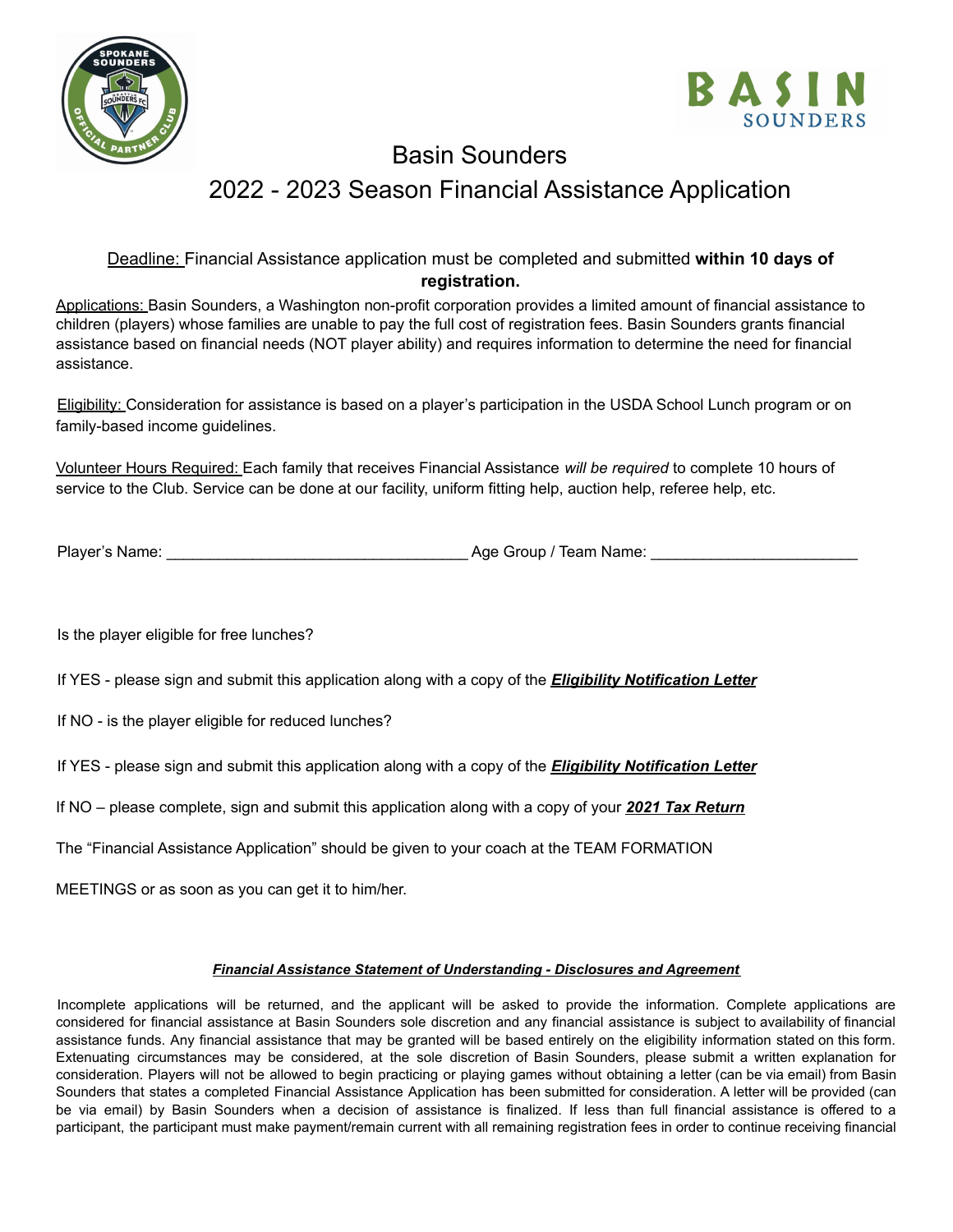# Basin Sounders

## 2022 - 2023 Season Financial Assistance Application

Deadline: Financial Assistance application must be completed and submitted **within 10 days of registration.**

Applications: Basin Sounders, a Washington non-profit corporation provides a limited amount of financial assistance to children (players) whose families are unable to pay the full cost of registration fees. Basin Sounders grants financial assistance based on financial needs (NOT player ability) and requires information to determine the need for financial assistance.

Eligibility: Consideration for assistance is based on a player's participation in the USDA School Lunch program or on family-based income guidelines.

Volunteer Hours Required: Each family that receives Financial Assistance *will be required* to complete 10 hours of service to the Club. Service can be done at our facility, uniform fitting help, auction help, referee help, etc.

Player's Name: ___________________________________ Age Group / Team Name: ________________________

Is the player eligible for free lunches?

If YES - please sign and submit this application along with a copy of the ***Eligibility Notification Letter***

If NO - is the player eligible for reduced lunches?

If YES - please sign and submit this application along with a copy of the ***Eligibility Notification Letter***

If NO – please complete, sign and submit this application along with a copy of your ***2021 Tax Return***

The "Financial Assistance Application" should be given to your coach at the TEAM FORMATION

MEETINGS or as soon as you can get it to him/her.

***Financial Assistance Statement of Understanding - Disclosures and Agreement***

Incomplete applications will be returned, and the applicant will be asked to provide the information. Complete applications are considered for financial assistance at Basin Sounders sole discretion and any financial assistance is subject to availability of financial assistance funds. Any financial assistance that may be granted will be based entirely on the eligibility information stated on this form. Extenuating circumstances may be considered, at the sole discretion of Basin Sounders, please submit a written explanation for consideration. Players will not be allowed to begin practicing or playing games without obtaining a letter (can be via email) from Basin Sounders that states a completed Financial Assistance Application has been submitted for consideration. A letter will be provided (can be via email) by Basin Sounders when a decision of assistance is finalized. If less than full financial assistance is offered to a participant, the participant must make payment/remain current with all remaining registration fees in order to continue receiving financial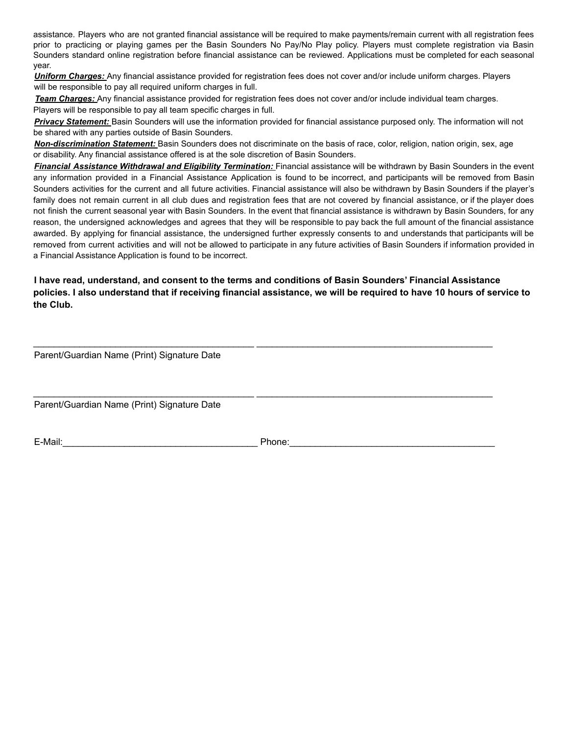assistance. Players who are not granted financial assistance will be required to make payments/remain current with all registration fees prior to practicing or playing games per the Basin Sounders No Pay/No Play policy. Players must complete registration via Basin Sounders standard online registration before financial assistance can be reviewed. Applications must be completed for each seasonal year.

***Uniform Charges:*** Any financial assistance provided for registration fees does not cover and/or include uniform charges. Players will be responsible to pay all required uniform charges in full.

***Team Charges:*** Any financial assistance provided for registration fees does not cover and/or include individual team charges. Players will be responsible to pay all team specific charges in full.

***Privacy Statement:*** Basin Sounders will use the information provided for financial assistance purposed only. The information will not be shared with any parties outside of Basin Sounders.

***Non-discrimination Statement:*** Basin Sounders does not discriminate on the basis of race, color, religion, nation origin, sex, age or disability. Any financial assistance offered is at the sole discretion of Basin Sounders.

***Financial Assistance Withdrawal and Eligibility Termination:*** Financial assistance will be withdrawn by Basin Sounders in the event any information provided in a Financial Assistance Application is found to be incorrect, and participants will be removed from Basin Sounders activities for the current and all future activities. Financial assistance will also be withdrawn by Basin Sounders if the player's family does not remain current in all club dues and registration fees that are not covered by financial assistance, or if the player does not finish the current seasonal year with Basin Sounders. In the event that financial assistance is withdrawn by Basin Sounders, for any reason, the undersigned acknowledges and agrees that they will be responsible to pay back the full amount of the financial assistance awarded. By applying for financial assistance, the undersigned further expressly consents to and understands that participants will be removed from current activities and will not be allowed to participate in any future activities of Basin Sounders if information provided in a Financial Assistance Application is found to be incorrect.

**I have read, understand, and consent to the terms and conditions of Basin Sounders' Financial Assistance policies. I also understand that if receiving financial assistance, we will be required to have 10 hours of service to the Club.**

\_\_\_\_\_\_\_\_\_\_\_\_\_\_\_\_\_\_\_\_\_\_\_\_\_\_\_\_\_\_\_\_\_\_\_\_\_\_\_\_\_\_ \_\_\_\_\_\_\_\_\_\_\_\_\_\_\_\_\_\_\_\_\_\_\_\_\_\_\_\_\_\_\_\_\_\_\_\_\_\_\_\_\_\_\_\_\_\_

Parent/Guardian Name (Print) Signature Date

\_\_\_\_\_\_\_\_\_\_\_\_\_\_\_\_\_\_\_\_\_\_\_\_\_\_\_\_\_\_\_\_\_\_\_\_\_\_\_\_\_\_ \_\_\_\_\_\_\_\_\_\_\_\_\_\_\_\_\_\_\_\_\_\_\_\_\_\_\_\_\_\_\_\_\_\_\_\_\_\_\_\_\_\_\_\_\_\_

Parent/Guardian Name (Print) Signature Date

E-Mail:\_\_\_\_\_\_\_\_\_\_\_\_\_\_\_\_\_\_\_\_\_\_\_\_\_\_\_\_\_\_\_\_\_\_\_\_\_\_ Phone:\_\_\_\_\_\_\_\_\_\_\_\_\_\_\_\_\_\_\_\_\_\_\_\_\_\_\_\_\_\_\_\_\_\_\_\_\_\_\_\_